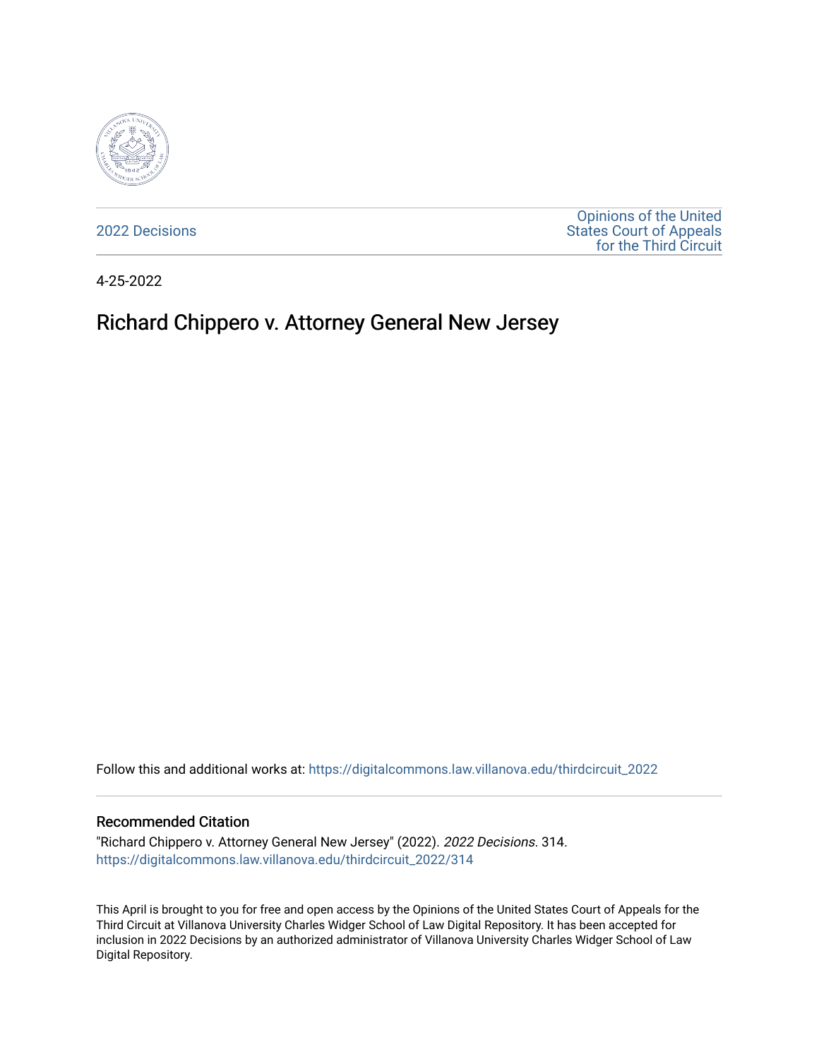2022 Decisions

Opinions of the United States Court of Appeals for the Third Circuit

4-25-2022

# Richard Chippero v. Attorney General New Jersey

Follow this and additional works at: https://digitalcommons.law.villanova.edu/thirdcircuit_2022

## Recommended Citation

"Richard Chippero v. Attorney General New Jersey" (2022). *2022 Decisions*. 314.
https://digitalcommons.law.villanova.edu/thirdcircuit_2022/314

This April is brought to you for free and open access by the Opinions of the United States Court of Appeals for the Third Circuit at Villanova University Charles Widger School of Law Digital Repository. It has been accepted for inclusion in 2022 Decisions by an authorized administrator of Villanova University Charles Widger School of Law Digital Repository.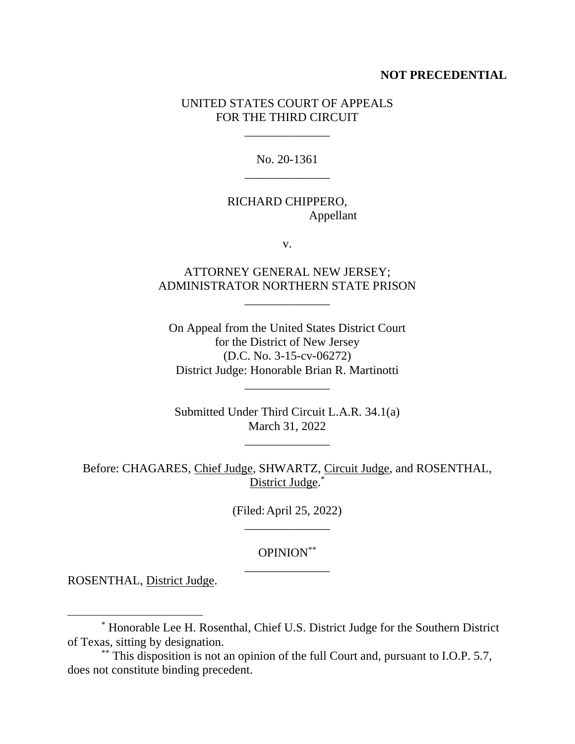**NOT PRECEDENTIAL**

UNITED STATES COURT OF APPEALS
FOR THE THIRD CIRCUIT

\_\_\_\_\_\_\_\_\_\_\_\_\_\_

No. 20-1361

\_\_\_\_\_\_\_\_\_\_\_\_\_\_

RICHARD CHIPPERO,
Appellant

v.

ATTORNEY GENERAL NEW JERSEY;
ADMINISTRATOR NORTHERN STATE PRISON

\_\_\_\_\_\_\_\_\_\_\_\_\_\_

On Appeal from the United States District Court
for the District of New Jersey
(D.C. No. 3-15-cv-06272)
District Judge: Honorable Brian R. Martinotti

\_\_\_\_\_\_\_\_\_\_\_\_\_\_

Submitted Under Third Circuit L.A.R. 34.1(a)
March 31, 2022

\_\_\_\_\_\_\_\_\_\_\_\_\_\_

Before: CHAGARES, Chief Judge, SHWARTZ, Circuit Judge, and ROSENTHAL, District Judge.[*]

(Filed: April 25, 2022)

\_\_\_\_\_\_\_\_\_\_\_\_\_\_

OPINION[**]

\_\_\_\_\_\_\_\_\_\_\_\_\_\_

ROSENTHAL, District Judge.

---

[*] Honorable Lee H. Rosenthal, Chief U.S. District Judge for the Southern District of Texas, sitting by designation.

[**] This disposition is not an opinion of the full Court and, pursuant to I.O.P. 5.7, does not constitute binding precedent.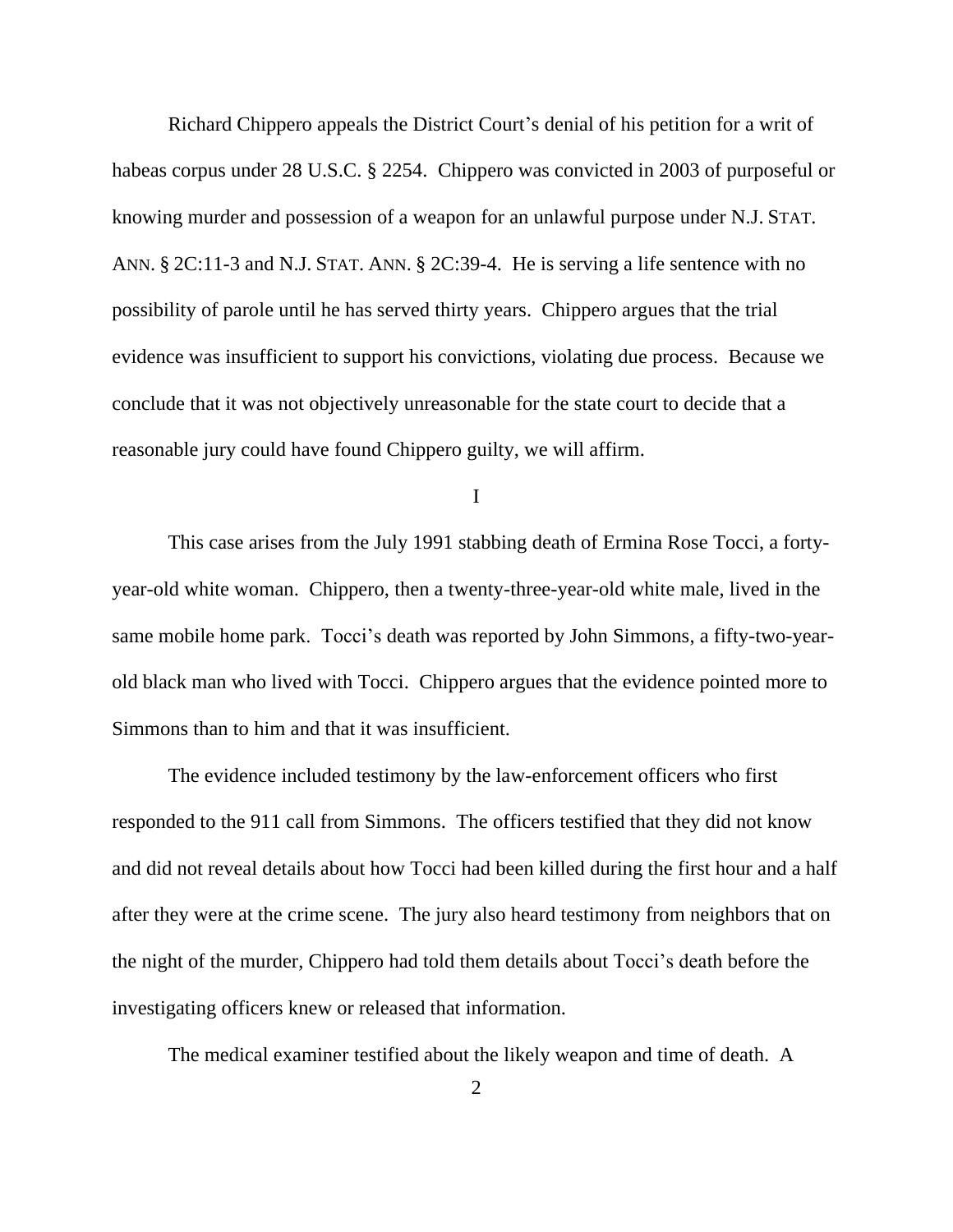Richard Chippero appeals the District Court's denial of his petition for a writ of habeas corpus under 28 U.S.C. § 2254. Chippero was convicted in 2003 of purposeful or knowing murder and possession of a weapon for an unlawful purpose under N.J. STAT. ANN. § 2C:11-3 and N.J. STAT. ANN. § 2C:39-4. He is serving a life sentence with no possibility of parole until he has served thirty years. Chippero argues that the trial evidence was insufficient to support his convictions, violating due process. Because we conclude that it was not objectively unreasonable for the state court to decide that a reasonable jury could have found Chippero guilty, we will affirm.

# I

This case arises from the July 1991 stabbing death of Ermina Rose Tocci, a forty-year-old white woman. Chippero, then a twenty-three-year-old white male, lived in the same mobile home park. Tocci's death was reported by John Simmons, a fifty-two-year-old black man who lived with Tocci. Chippero argues that the evidence pointed more to Simmons than to him and that it was insufficient.

The evidence included testimony by the law-enforcement officers who first responded to the 911 call from Simmons. The officers testified that they did not know and did not reveal details about how Tocci had been killed during the first hour and a half after they were at the crime scene. The jury also heard testimony from neighbors that on the night of the murder, Chippero had told them details about Tocci's death before the investigating officers knew or released that information.

The medical examiner testified about the likely weapon and time of death. A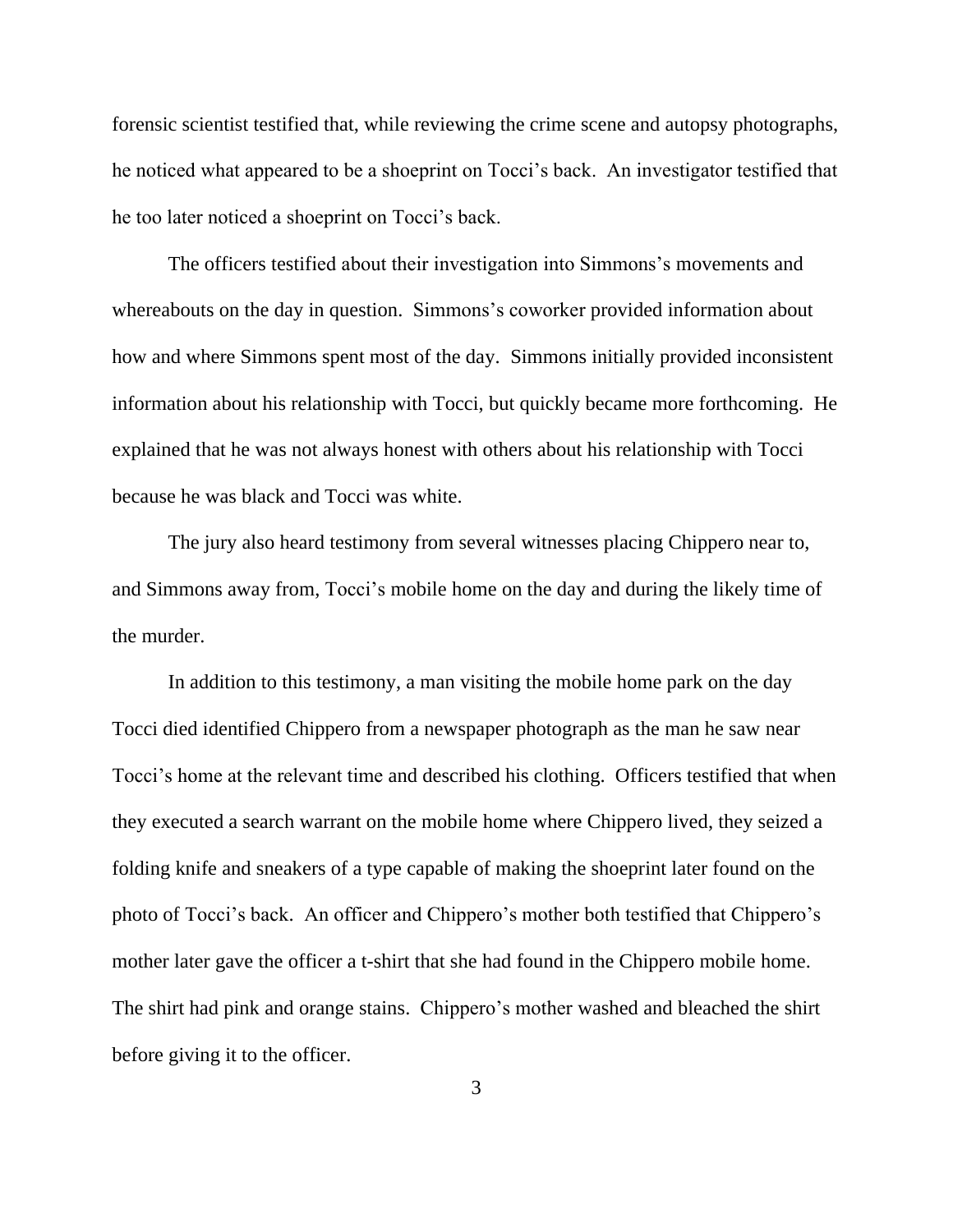forensic scientist testified that, while reviewing the crime scene and autopsy photographs, he noticed what appeared to be a shoeprint on Tocci's back. An investigator testified that he too later noticed a shoeprint on Tocci's back.

The officers testified about their investigation into Simmons's movements and whereabouts on the day in question. Simmons's coworker provided information about how and where Simmons spent most of the day. Simmons initially provided inconsistent information about his relationship with Tocci, but quickly became more forthcoming. He explained that he was not always honest with others about his relationship with Tocci because he was black and Tocci was white.

The jury also heard testimony from several witnesses placing Chippero near to, and Simmons away from, Tocci's mobile home on the day and during the likely time of the murder.

In addition to this testimony, a man visiting the mobile home park on the day Tocci died identified Chippero from a newspaper photograph as the man he saw near Tocci's home at the relevant time and described his clothing. Officers testified that when they executed a search warrant on the mobile home where Chippero lived, they seized a folding knife and sneakers of a type capable of making the shoeprint later found on the photo of Tocci's back. An officer and Chippero's mother both testified that Chippero's mother later gave the officer a t-shirt that she had found in the Chippero mobile home. The shirt had pink and orange stains. Chippero's mother washed and bleached the shirt before giving it to the officer.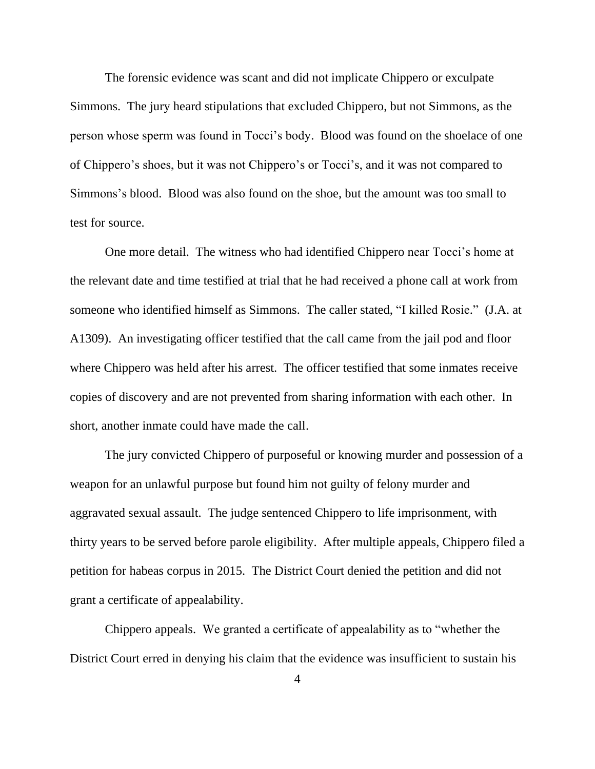The forensic evidence was scant and did not implicate Chippero or exculpate Simmons. The jury heard stipulations that excluded Chippero, but not Simmons, as the person whose sperm was found in Tocci's body. Blood was found on the shoelace of one of Chippero's shoes, but it was not Chippero's or Tocci's, and it was not compared to Simmons's blood. Blood was also found on the shoe, but the amount was too small to test for source.

One more detail. The witness who had identified Chippero near Tocci's home at the relevant date and time testified at trial that he had received a phone call at work from someone who identified himself as Simmons. The caller stated, "I killed Rosie." (J.A. at A1309). An investigating officer testified that the call came from the jail pod and floor where Chippero was held after his arrest. The officer testified that some inmates receive copies of discovery and are not prevented from sharing information with each other. In short, another inmate could have made the call.

The jury convicted Chippero of purposeful or knowing murder and possession of a weapon for an unlawful purpose but found him not guilty of felony murder and aggravated sexual assault. The judge sentenced Chippero to life imprisonment, with thirty years to be served before parole eligibility. After multiple appeals, Chippero filed a petition for habeas corpus in 2015. The District Court denied the petition and did not grant a certificate of appealability.

Chippero appeals. We granted a certificate of appealability as to "whether the District Court erred in denying his claim that the evidence was insufficient to sustain his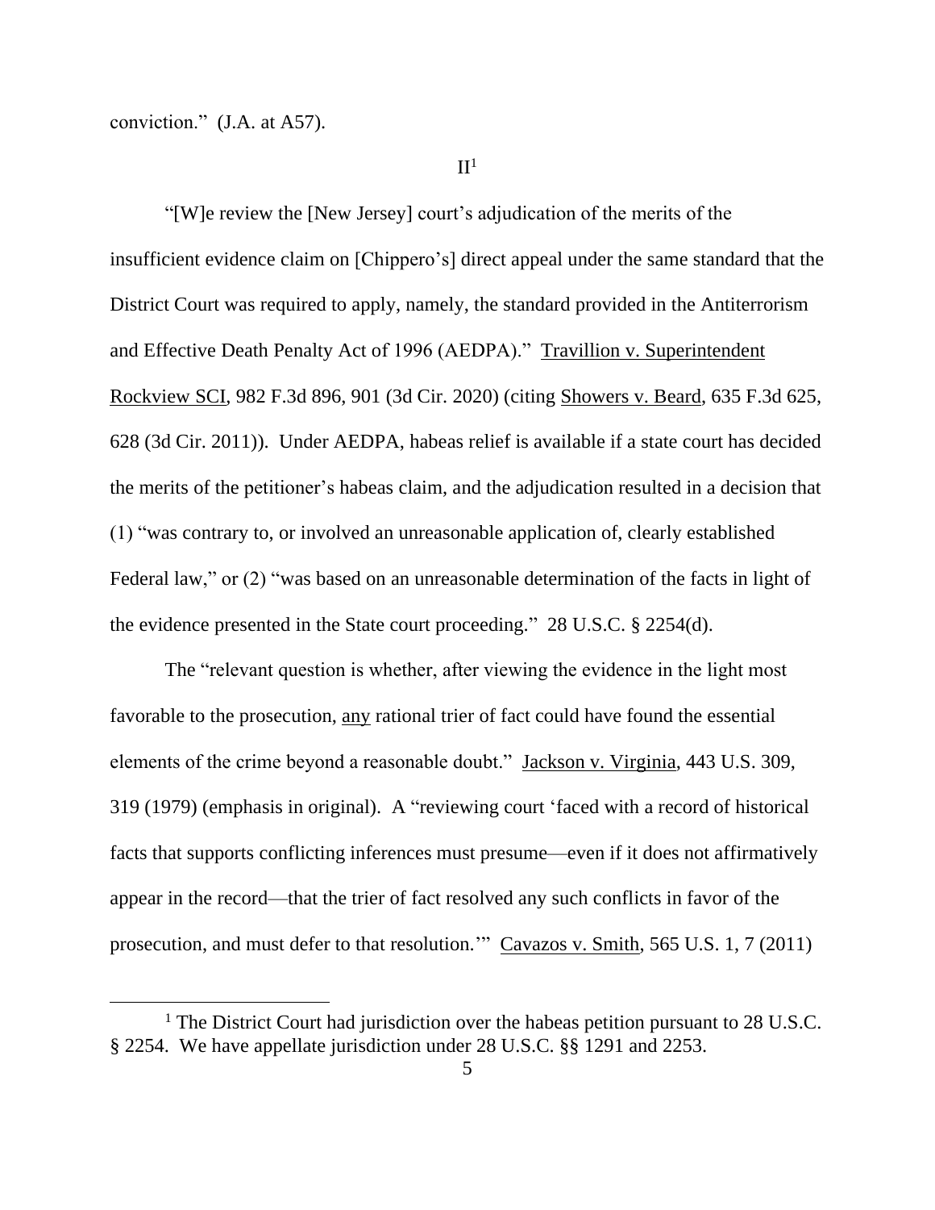conviction." (J.A. at A57).

## II[1]

"[W]e review the [New Jersey] court's adjudication of the merits of the insufficient evidence claim on [Chippero's] direct appeal under the same standard that the District Court was required to apply, namely, the standard provided in the Antiterrorism and Effective Death Penalty Act of 1996 (AEDPA)." Travillion v. Superintendent Rockview SCI, 982 F.3d 896, 901 (3d Cir. 2020) (citing Showers v. Beard, 635 F.3d 625, 628 (3d Cir. 2011)). Under AEDPA, habeas relief is available if a state court has decided the merits of the petitioner's habeas claim, and the adjudication resulted in a decision that (1) "was contrary to, or involved an unreasonable application of, clearly established Federal law," or (2) "was based on an unreasonable determination of the facts in light of the evidence presented in the State court proceeding." 28 U.S.C. § 2254(d).

The "relevant question is whether, after viewing the evidence in the light most favorable to the prosecution, any rational trier of fact could have found the essential elements of the crime beyond a reasonable doubt." Jackson v. Virginia, 443 U.S. 309, 319 (1979) (emphasis in original). A "reviewing court 'faced with a record of historical facts that supports conflicting inferences must presume—even if it does not affirmatively appear in the record—that the trier of fact resolved any such conflicts in favor of the prosecution, and must defer to that resolution.'" Cavazos v. Smith, 565 U.S. 1, 7 (2011)

[1] The District Court had jurisdiction over the habeas petition pursuant to 28 U.S.C. § 2254. We have appellate jurisdiction under 28 U.S.C. §§ 1291 and 2253.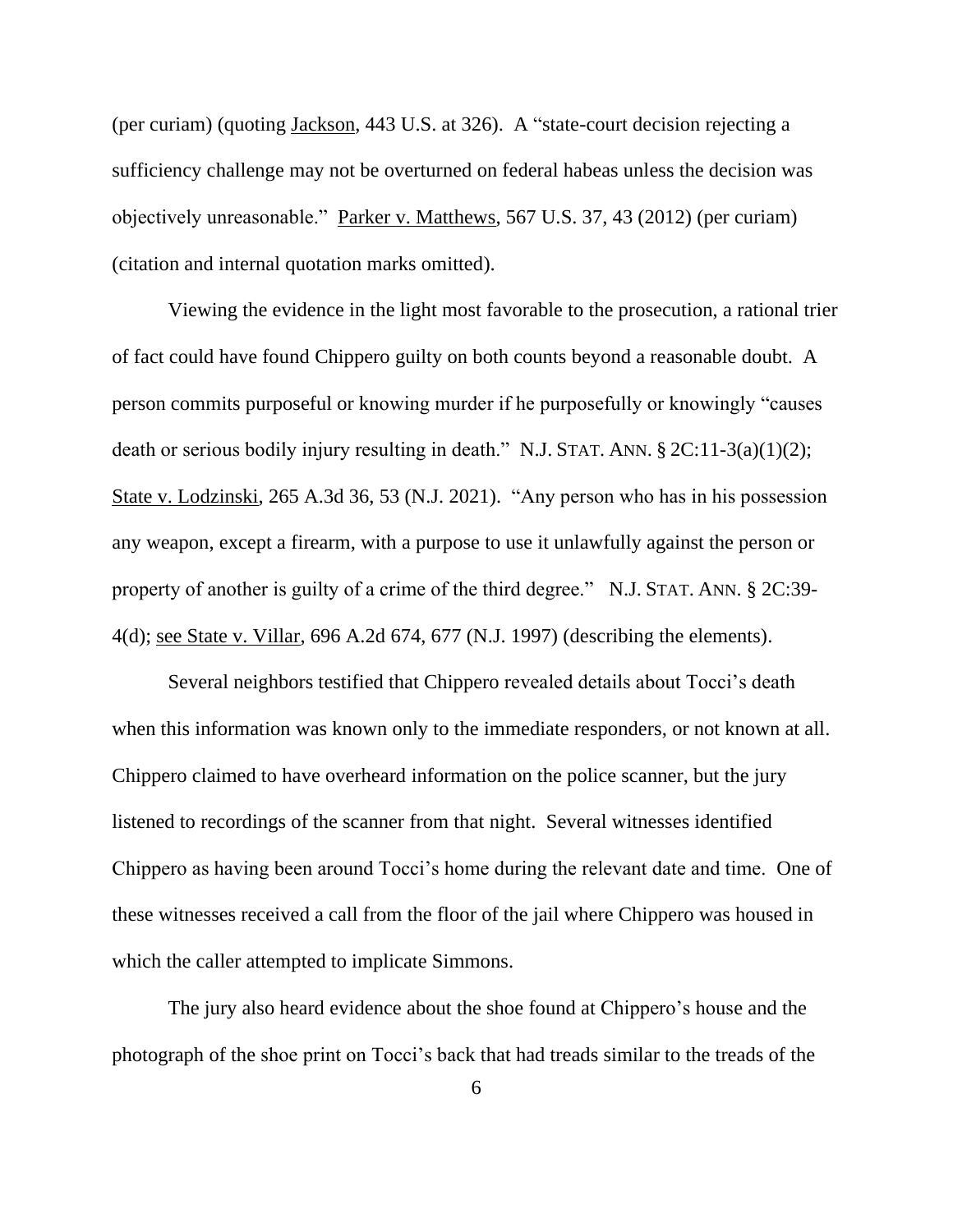(per curiam) (quoting Jackson, 443 U.S. at 326). A "state-court decision rejecting a sufficiency challenge may not be overturned on federal habeas unless the decision was objectively unreasonable." Parker v. Matthews, 567 U.S. 37, 43 (2012) (per curiam) (citation and internal quotation marks omitted).

Viewing the evidence in the light most favorable to the prosecution, a rational trier of fact could have found Chippero guilty on both counts beyond a reasonable doubt. A person commits purposeful or knowing murder if he purposefully or knowingly "causes death or serious bodily injury resulting in death." N.J. STAT. ANN. § 2C:11-3(a)(1)(2); State v. Lodzinski, 265 A.3d 36, 53 (N.J. 2021). "Any person who has in his possession any weapon, except a firearm, with a purpose to use it unlawfully against the person or property of another is guilty of a crime of the third degree." N.J. STAT. ANN. § 2C:39-4(d); see State v. Villar, 696 A.2d 674, 677 (N.J. 1997) (describing the elements).

Several neighbors testified that Chippero revealed details about Tocci's death when this information was known only to the immediate responders, or not known at all. Chippero claimed to have overheard information on the police scanner, but the jury listened to recordings of the scanner from that night. Several witnesses identified Chippero as having been around Tocci's home during the relevant date and time. One of these witnesses received a call from the floor of the jail where Chippero was housed in which the caller attempted to implicate Simmons.

The jury also heard evidence about the shoe found at Chippero's house and the photograph of the shoe print on Tocci's back that had treads similar to the treads of the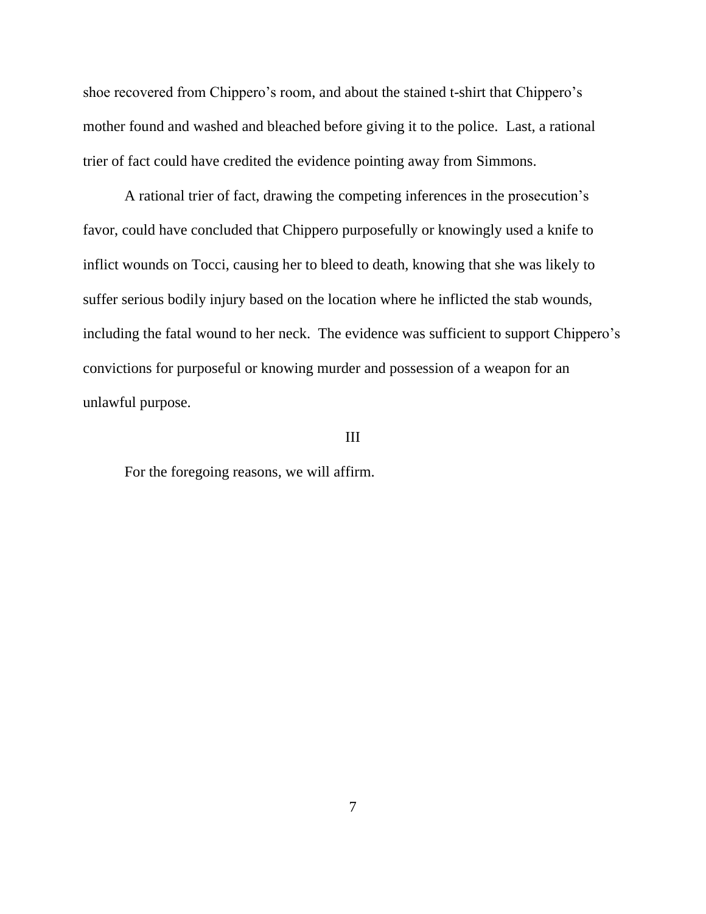shoe recovered from Chippero's room, and about the stained t-shirt that Chippero's mother found and washed and bleached before giving it to the police. Last, a rational trier of fact could have credited the evidence pointing away from Simmons.

A rational trier of fact, drawing the competing inferences in the prosecution's favor, could have concluded that Chippero purposefully or knowingly used a knife to inflict wounds on Tocci, causing her to bleed to death, knowing that she was likely to suffer serious bodily injury based on the location where he inflicted the stab wounds, including the fatal wound to her neck. The evidence was sufficient to support Chippero's convictions for purposeful or knowing murder and possession of a weapon for an unlawful purpose.

## III

For the foregoing reasons, we will affirm.